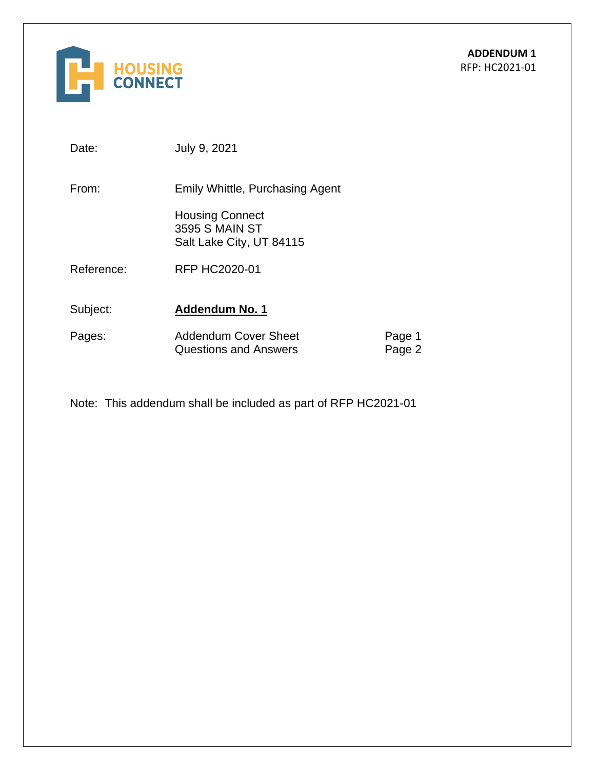**HOUSING CONNECT**

**ADDENDUM 1**
RFP: HC2021-01

Date: July 9, 2021

From: Emily Whittle, Purchasing Agent

Housing Connect
3595 S MAIN ST
Salt Lake City, UT 84115

Reference: RFP HC2020-01

Subject: **Addendum No. 1**

Pages:

| | |
|---|---|
| Addendum Cover Sheet | Page 1 |
| Questions and Answers | Page 2 |

Note: This addendum shall be included as part of RFP HC2021-01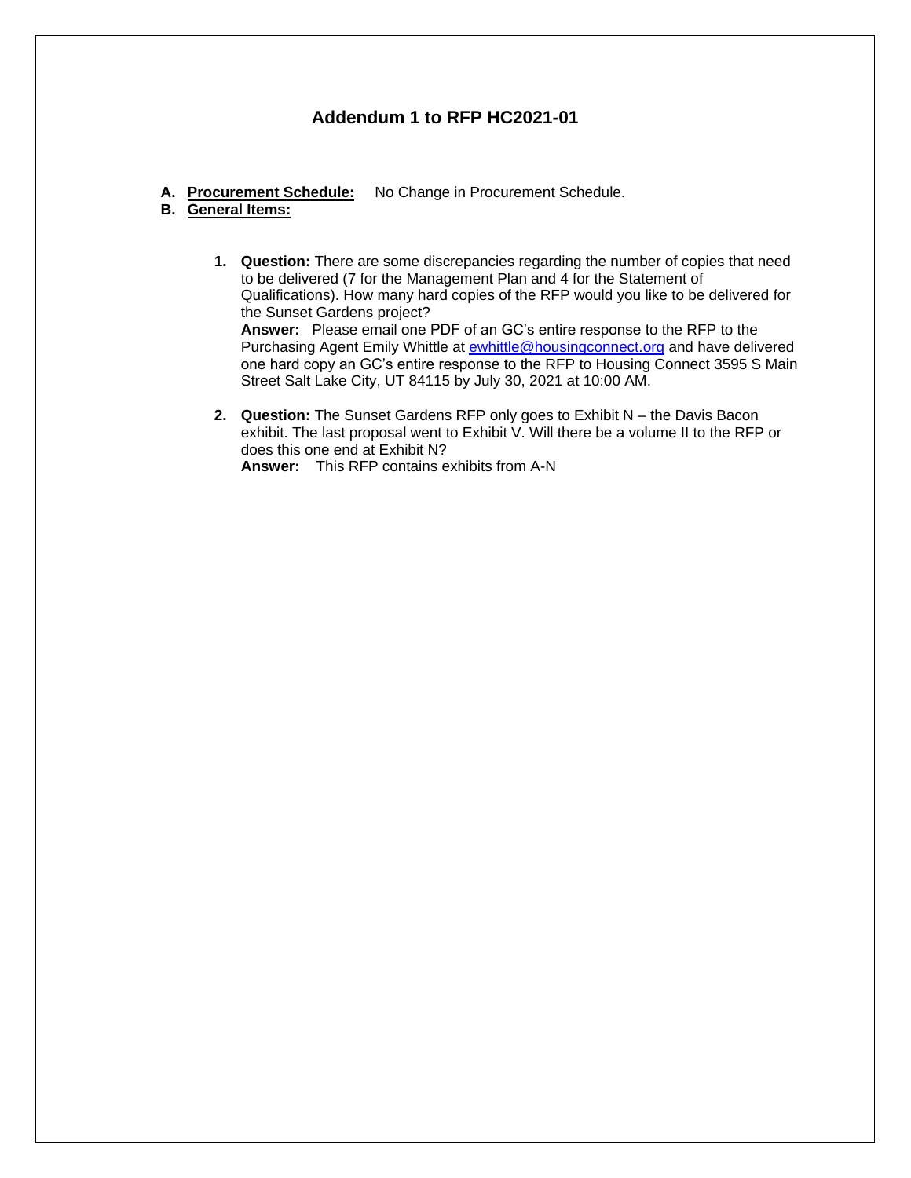# Addendum 1 to RFP HC2021-01

**A. Procurement Schedule:** No Change in Procurement Schedule.

**B. General Items:**

1. **Question:** There are some discrepancies regarding the number of copies that need to be delivered (7 for the Management Plan and 4 for the Statement of Qualifications). How many hard copies of the RFP would you like to be delivered for the Sunset Gardens project?
   **Answer:** Please email one PDF of an GC's entire response to the RFP to the Purchasing Agent Emily Whittle at ewhittle@housingconnect.org and have delivered one hard copy an GC's entire response to the RFP to Housing Connect 3595 S Main Street Salt Lake City, UT 84115 by July 30, 2021 at 10:00 AM.

2. **Question:** The Sunset Gardens RFP only goes to Exhibit N – the Davis Bacon exhibit. The last proposal went to Exhibit V. Will there be a volume II to the RFP or does this one end at Exhibit N?
   **Answer:** This RFP contains exhibits from A-N